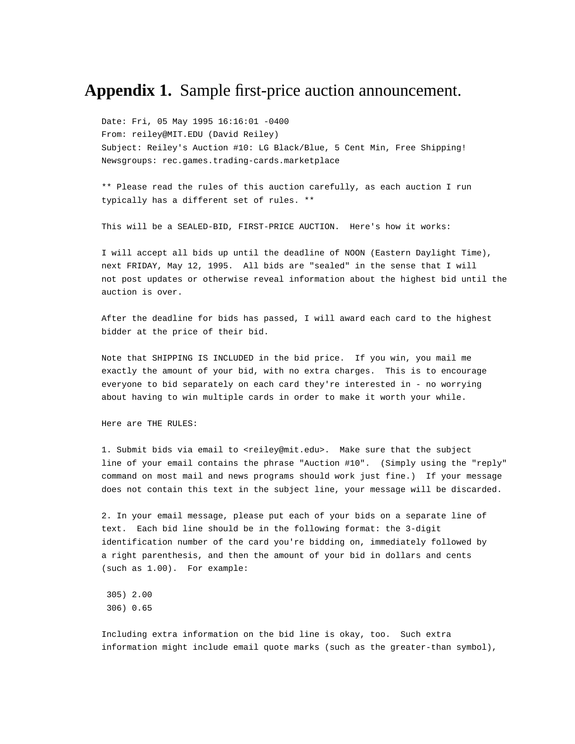# **Appendix 1.** Sample first-price auction announcement.

```
Date: Fri, 05 May 1995 16:16:01 -0400
From: reiley@MIT.EDU (David Reiley)
Subject: Reiley's Auction #10: LG Black/Blue, 5 Cent Min, Free Shipping!
Newsgroups: rec.games.trading-cards.marketplace

** Please read the rules of this auction carefully, as each auction I run
typically has a different set of rules. **

This will be a SEALED-BID, FIRST-PRICE AUCTION.  Here's how it works:

I will accept all bids up until the deadline of NOON (Eastern Daylight Time),
next FRIDAY, May 12, 1995.  All bids are "sealed" in the sense that I will
not post updates or otherwise reveal information about the highest bid until the
auction is over.

After the deadline for bids has passed, I will award each card to the highest
bidder at the price of their bid.

Note that SHIPPING IS INCLUDED in the bid price.  If you win, you mail me
exactly the amount of your bid, with no extra charges.  This is to encourage
everyone to bid separately on each card they're interested in - no worrying
about having to win multiple cards in order to make it worth your while.

Here are THE RULES:

1. Submit bids via email to <reiley@mit.edu>.  Make sure that the subject
line of your email contains the phrase "Auction #10".  (Simply using the "reply"
command on most mail and news programs should work just fine.)  If your message
does not contain this text in the subject line, your message will be discarded.

2. In your email message, please put each of your bids on a separate line of
text.  Each bid line should be in the following format: the 3-digit
identification number of the card you're bidding on, immediately followed by
a right parenthesis, and then the amount of your bid in dollars and cents
(such as 1.00).  For example:

 305) 2.00
 306) 0.65

Including extra information on the bid line is okay, too.  Such extra
information might include email quote marks (such as the greater-than symbol),
```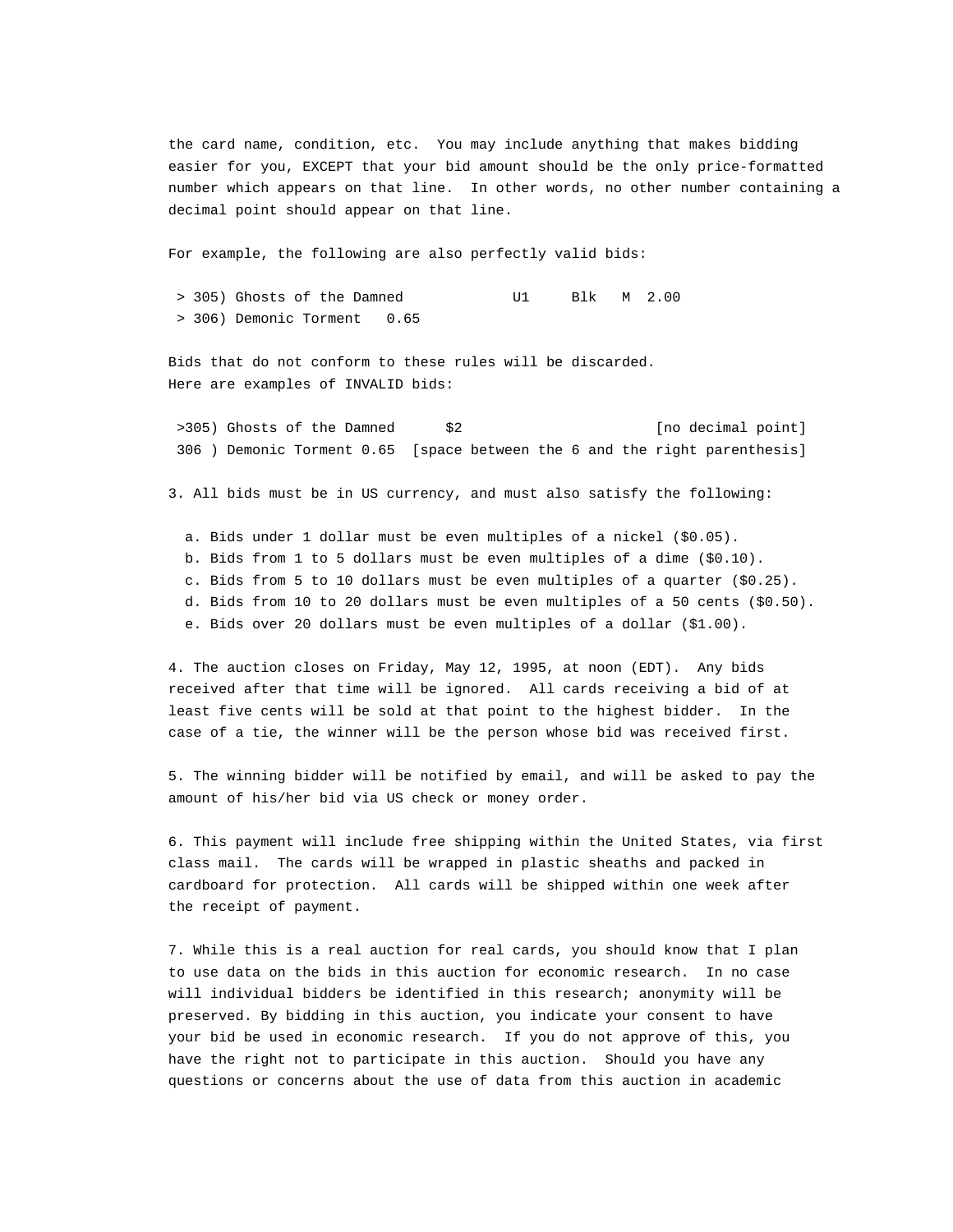the card name, condition, etc. You may include anything that makes bidding easier for you, EXCEPT that your bid amount should be the only price-formatted number which appears on that line. In other words, no other number containing a decimal point should appear on that line.

For example, the following are also perfectly valid bids:

```
 > 305) Ghosts of the Damned             U1     Blk   M  2.00
 > 306) Demonic Torment   0.65
```

Bids that do not conform to these rules will be discarded.
Here are examples of INVALID bids:

```
 >305) Ghosts of the Damned      $2                       [no decimal point]
 306 ) Demonic Torment 0.65  [space between the 6 and the right parenthesis]
```

3. All bids must be in US currency, and must also satisfy the following:

  a. Bids under 1 dollar must be even multiples of a nickel ($0.05).
  b. Bids from 1 to 5 dollars must be even multiples of a dime ($0.10).
  c. Bids from 5 to 10 dollars must be even multiples of a quarter ($0.25).
  d. Bids from 10 to 20 dollars must be even multiples of a 50 cents ($0.50).
  e. Bids over 20 dollars must be even multiples of a dollar ($1.00).

4. The auction closes on Friday, May 12, 1995, at noon (EDT). Any bids received after that time will be ignored. All cards receiving a bid of at least five cents will be sold at that point to the highest bidder. In the case of a tie, the winner will be the person whose bid was received first.

5. The winning bidder will be notified by email, and will be asked to pay the amount of his/her bid via US check or money order.

6. This payment will include free shipping within the United States, via first class mail. The cards will be wrapped in plastic sheaths and packed in cardboard for protection. All cards will be shipped within one week after the receipt of payment.

7. While this is a real auction for real cards, you should know that I plan to use data on the bids in this auction for economic research. In no case will individual bidders be identified in this research; anonymity will be preserved. By bidding in this auction, you indicate your consent to have your bid be used in economic research. If you do not approve of this, you have the right not to participate in this auction. Should you have any questions or concerns about the use of data from this auction in academic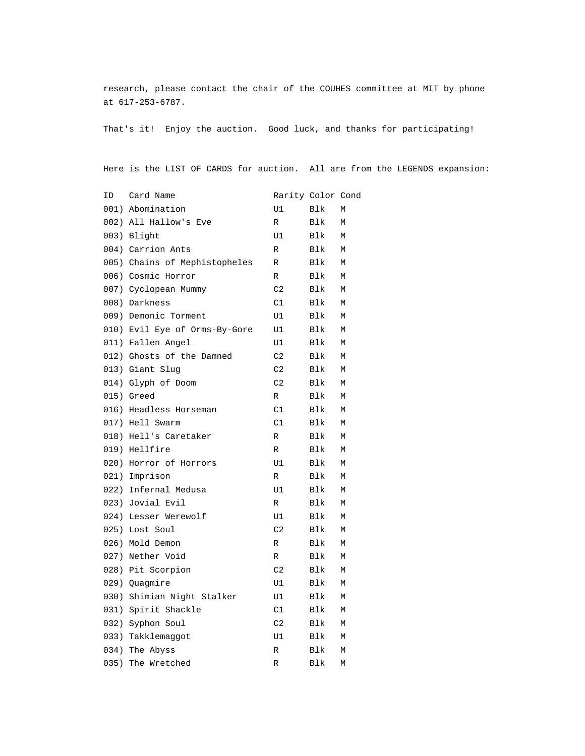research, please contact the chair of the COUHES committee at MIT by phone at 617-253-6787.

That's it!  Enjoy the auction.  Good luck, and thanks for participating!

Here is the LIST OF CARDS for auction.  All are from the LEGENDS expansion:

| ID | Card Name | Rarity | Color | Cond |
|---|---|---|---|---|
| 001) | Abomination | U1 | Blk | M |
| 002) | All Hallow's Eve | R | Blk | M |
| 003) | Blight | U1 | Blk | M |
| 004) | Carrion Ants | R | Blk | M |
| 005) | Chains of Mephistopheles | R | Blk | M |
| 006) | Cosmic Horror | R | Blk | M |
| 007) | Cyclopean Mummy | C2 | Blk | M |
| 008) | Darkness | C1 | Blk | M |
| 009) | Demonic Torment | U1 | Blk | M |
| 010) | Evil Eye of Orms-By-Gore | U1 | Blk | M |
| 011) | Fallen Angel | U1 | Blk | M |
| 012) | Ghosts of the Damned | C2 | Blk | M |
| 013) | Giant Slug | C2 | Blk | M |
| 014) | Glyph of Doom | C2 | Blk | M |
| 015) | Greed | R | Blk | M |
| 016) | Headless Horseman | C1 | Blk | M |
| 017) | Hell Swarm | C1 | Blk | M |
| 018) | Hell's Caretaker | R | Blk | M |
| 019) | Hellfire | R | Blk | M |
| 020) | Horror of Horrors | U1 | Blk | M |
| 021) | Imprison | R | Blk | M |
| 022) | Infernal Medusa | U1 | Blk | M |
| 023) | Jovial Evil | R | Blk | M |
| 024) | Lesser Werewolf | U1 | Blk | M |
| 025) | Lost Soul | C2 | Blk | M |
| 026) | Mold Demon | R | Blk | M |
| 027) | Nether Void | R | Blk | M |
| 028) | Pit Scorpion | C2 | Blk | M |
| 029) | Quagmire | U1 | Blk | M |
| 030) | Shimian Night Stalker | U1 | Blk | M |
| 031) | Spirit Shackle | C1 | Blk | M |
| 032) | Syphon Soul | C2 | Blk | M |
| 033) | Takklemaggot | U1 | Blk | M |
| 034) | The Abyss | R | Blk | M |
| 035) | The Wretched | R | Blk | M |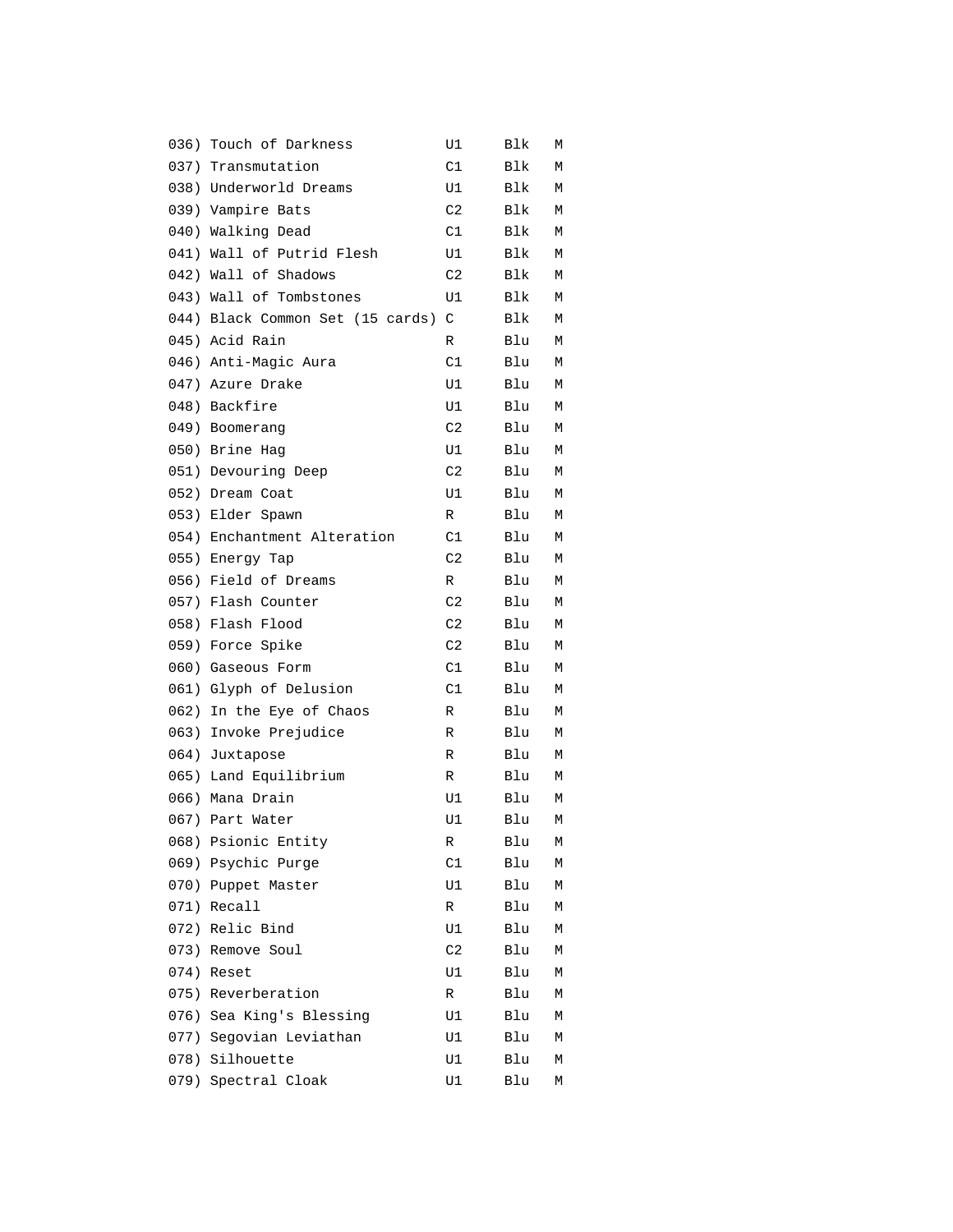```
036) Touch of Darkness          U1     Blk   M
037) Transmutation              C1     Blk   M
038) Underworld Dreams          U1     Blk   M
039) Vampire Bats               C2     Blk   M
040) Walking Dead               C1     Blk   M
041) Wall of Putrid Flesh       U1     Blk   M
042) Wall of Shadows            C2     Blk   M
043) Wall of Tombstones         U1     Blk   M
044) Black Common Set (15 cards) C     Blk   M
045) Acid Rain                  R      Blu   M
046) Anti-Magic Aura            C1     Blu   M
047) Azure Drake                U1     Blu   M
048) Backfire                   U1     Blu   M
049) Boomerang                  C2     Blu   M
050) Brine Hag                  U1     Blu   M
051) Devouring Deep             C2     Blu   M
052) Dream Coat                 U1     Blu   M
053) Elder Spawn                R      Blu   M
054) Enchantment Alteration     C1     Blu   M
055) Energy Tap                 C2     Blu   M
056) Field of Dreams            R      Blu   M
057) Flash Counter              C2     Blu   M
058) Flash Flood                C2     Blu   M
059) Force Spike                C2     Blu   M
060) Gaseous Form               C1     Blu   M
061) Glyph of Delusion          C1     Blu   M
062) In the Eye of Chaos        R      Blu   M
063) Invoke Prejudice           R      Blu   M
064) Juxtapose                  R      Blu   M
065) Land Equilibrium           R      Blu   M
066) Mana Drain                 U1     Blu   M
067) Part Water                 U1     Blu   M
068) Psionic Entity             R      Blu   M
069) Psychic Purge              C1     Blu   M
070) Puppet Master              U1     Blu   M
071) Recall                     R      Blu   M
072) Relic Bind                 U1     Blu   M
073) Remove Soul                C2     Blu   M
074) Reset                      U1     Blu   M
075) Reverberation              R      Blu   M
076) Sea King's Blessing        U1     Blu   M
077) Segovian Leviathan         U1     Blu   M
078) Silhouette                 U1     Blu   M
079) Spectral Cloak             U1     Blu   M
```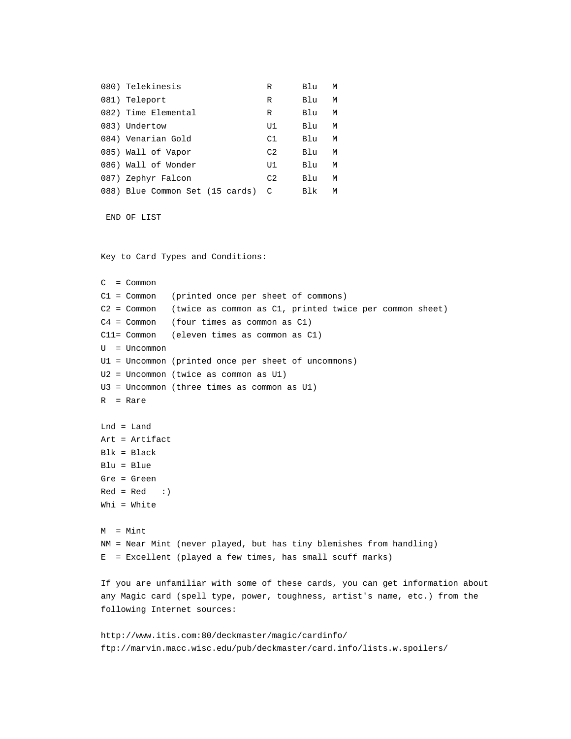```
080) Telekinesis                R      Blu   M
081) Teleport                   R      Blu   M
082) Time Elemental             R      Blu   M
083) Undertow                   U1     Blu   M
084) Venarian Gold              C1     Blu   M
085) Wall of Vapor              C2     Blu   M
086) Wall of Wonder             U1     Blu   M
087) Zephyr Falcon              C2     Blu   M
088) Blue Common Set (15 cards)  C      Blk   M

 END OF LIST
```

Key to Card Types and Conditions:

```
C  = Common
C1 = Common   (printed once per sheet of commons)
C2 = Common   (twice as common as C1, printed twice per common sheet)
C4 = Common   (four times as common as C1)
C11= Common   (eleven times as common as C1)
U  = Uncommon
U1 = Uncommon (printed once per sheet of uncommons)
U2 = Uncommon (twice as common as U1)
U3 = Uncommon (three times as common as U1)
R  = Rare

Lnd = Land
Art = Artifact
Blk = Black
Blu = Blue
Gre = Green
Red = Red   :)
Whi = White

M  = Mint
NM = Near Mint (never played, but has tiny blemishes from handling)
E  = Excellent (played a few times, has small scuff marks)
```

If you are unfamiliar with some of these cards, you can get information about any Magic card (spell type, power, toughness, artist's name, etc.) from the following Internet sources:

http://www.itis.com:80/deckmaster/magic/cardinfo/
ftp://marvin.macc.wisc.edu/pub/deckmaster/card.info/lists.w.spoilers/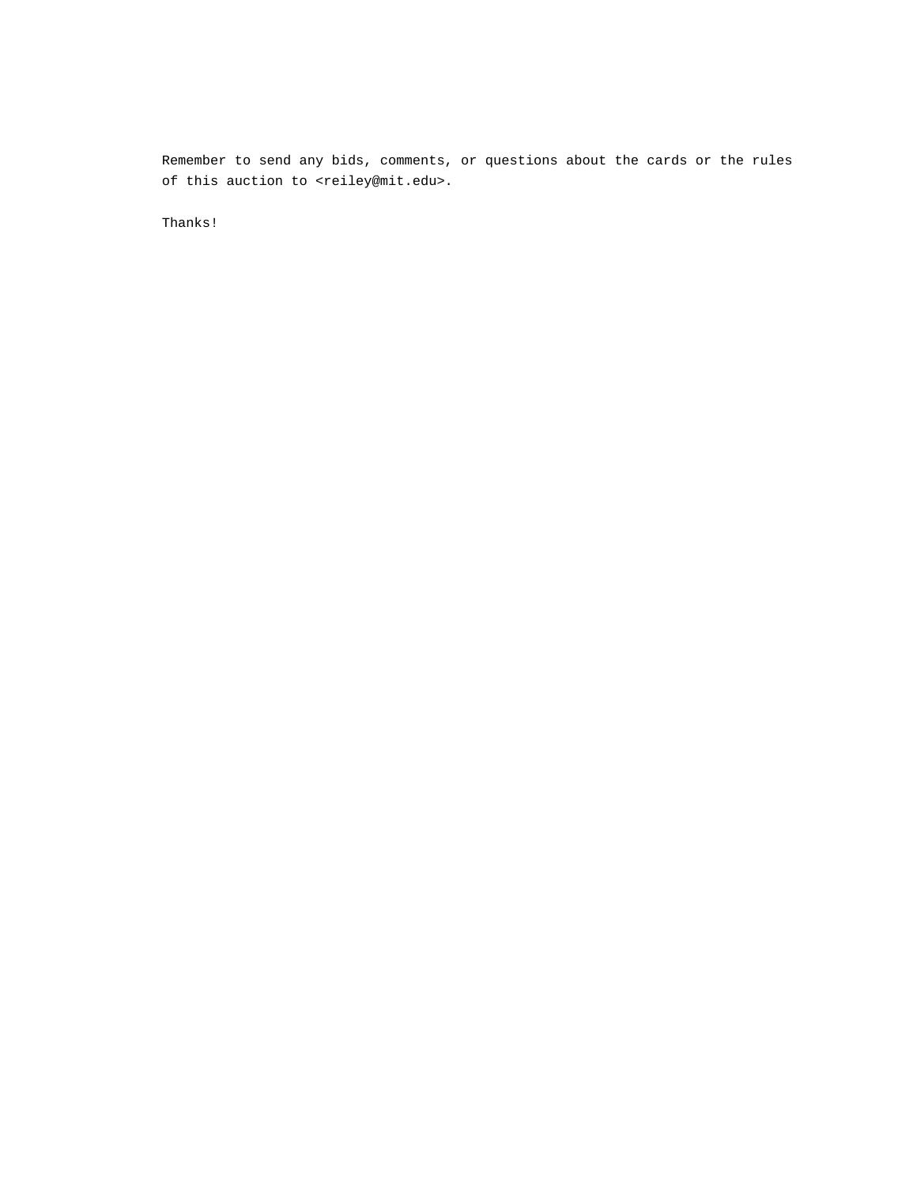Remember to send any bids, comments, or questions about the cards or the rules of this auction to <reiley@mit.edu>.

Thanks!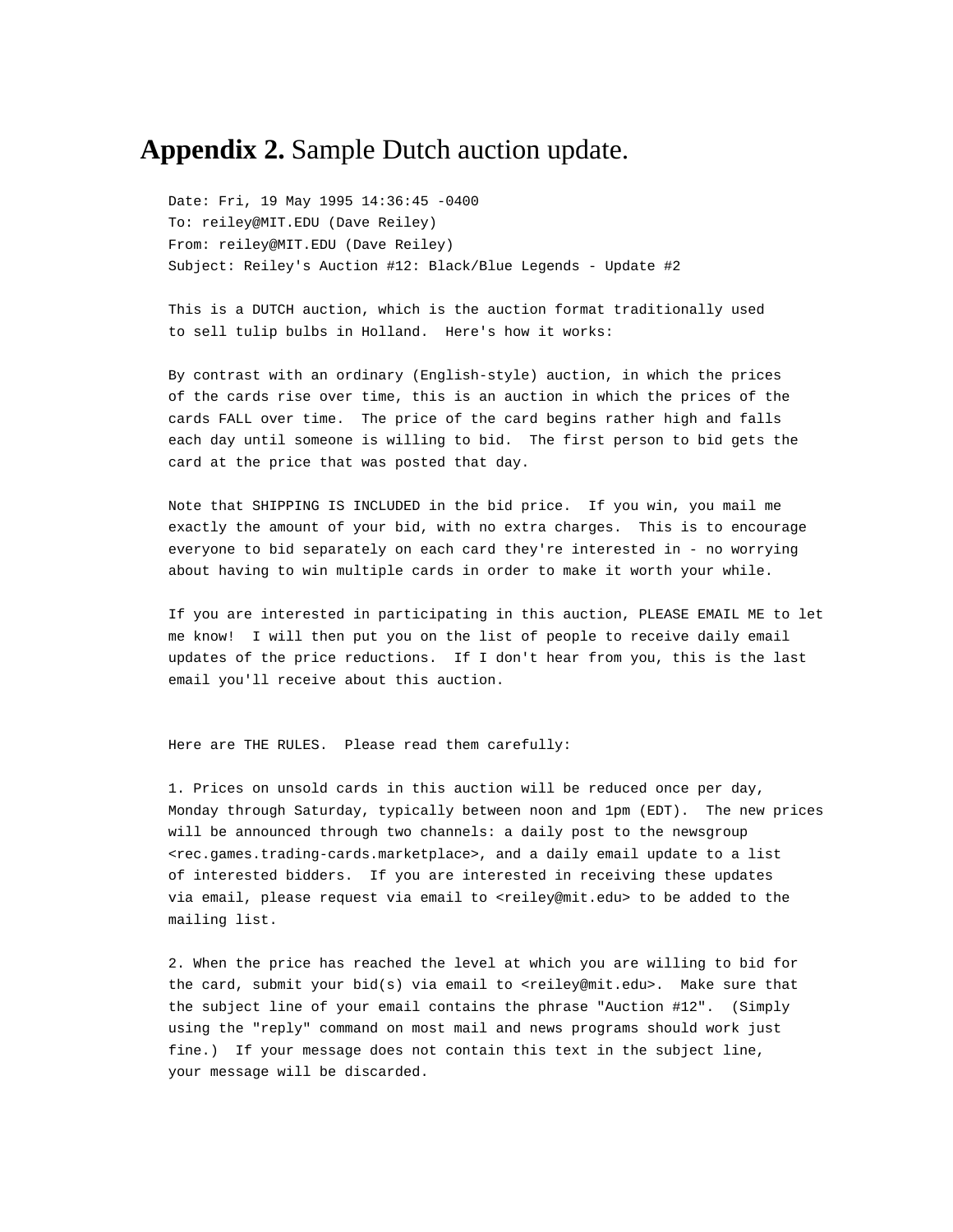**Appendix 2.** Sample Dutch auction update.

```
Date: Fri, 19 May 1995 14:36:45 -0400
To: reiley@MIT.EDU (Dave Reiley)
From: reiley@MIT.EDU (Dave Reiley)
Subject: Reiley's Auction #12: Black/Blue Legends - Update #2

This is a DUTCH auction, which is the auction format traditionally used
to sell tulip bulbs in Holland.  Here's how it works:

By contrast with an ordinary (English-style) auction, in which the prices
of the cards rise over time, this is an auction in which the prices of the
cards FALL over time.  The price of the card begins rather high and falls
each day until someone is willing to bid.  The first person to bid gets the
card at the price that was posted that day.

Note that SHIPPING IS INCLUDED in the bid price.  If you win, you mail me
exactly the amount of your bid, with no extra charges.  This is to encourage
everyone to bid separately on each card they're interested in - no worrying
about having to win multiple cards in order to make it worth your while.

If you are interested in participating in this auction, PLEASE EMAIL ME to let
me know!  I will then put you on the list of people to receive daily email
updates of the price reductions.  If I don't hear from you, this is the last
email you'll receive about this auction.


Here are THE RULES.  Please read them carefully:

1. Prices on unsold cards in this auction will be reduced once per day,
Monday through Saturday, typically between noon and 1pm (EDT).  The new prices
will be announced through two channels: a daily post to the newsgroup
<rec.games.trading-cards.marketplace>, and a daily email update to a list
of interested bidders.  If you are interested in receiving these updates
via email, please request via email to <reiley@mit.edu> to be added to the
mailing list.

2. When the price has reached the level at which you are willing to bid for
the card, submit your bid(s) via email to <reiley@mit.edu>.  Make sure that
the subject line of your email contains the phrase "Auction #12".  (Simply
using the "reply" command on most mail and news programs should work just
fine.)  If your message does not contain this text in the subject line,
your message will be discarded.
```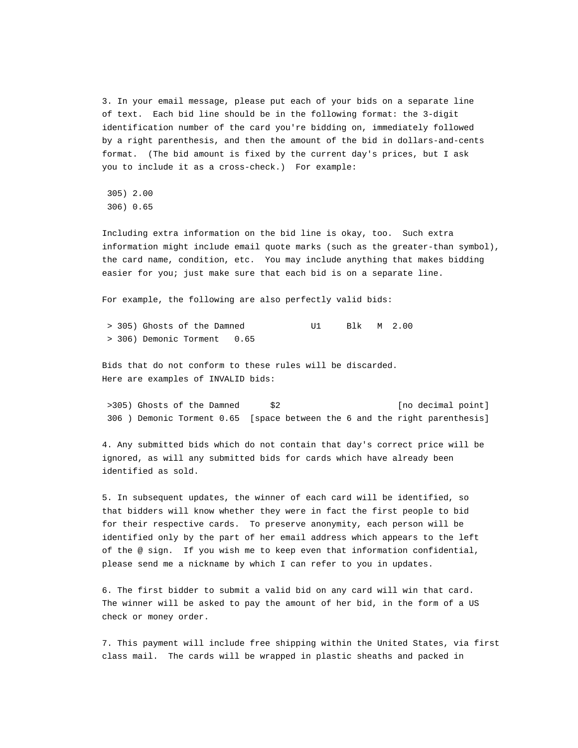3. In your email message, please put each of your bids on a separate line of text. Each bid line should be in the following format: the 3-digit identification number of the card you're bidding on, immediately followed by a right parenthesis, and then the amount of the bid in dollars-and-cents format. (The bid amount is fixed by the current day's prices, but I ask you to include it as a cross-check.) For example:

```
 305) 2.00
 306) 0.65
```

Including extra information on the bid line is okay, too. Such extra information might include email quote marks (such as the greater-than symbol), the card name, condition, etc. You may include anything that makes bidding easier for you; just make sure that each bid is on a separate line.

For example, the following are also perfectly valid bids:

```
 > 305) Ghosts of the Damned             U1     Blk   M  2.00
 > 306) Demonic Torment   0.65
```

Bids that do not conform to these rules will be discarded.
Here are examples of INVALID bids:

```
 >305) Ghosts of the Damned      $2                       [no decimal point]
 306 ) Demonic Torment 0.65  [space between the 6 and the right parenthesis]
```

4. Any submitted bids which do not contain that day's correct price will be ignored, as will any submitted bids for cards which have already been identified as sold.

5. In subsequent updates, the winner of each card will be identified, so that bidders will know whether they were in fact the first people to bid for their respective cards. To preserve anonymity, each person will be identified only by the part of her email address which appears to the left of the @ sign. If you wish me to keep even that information confidential, please send me a nickname by which I can refer to you in updates.

6. The first bidder to submit a valid bid on any card will win that card. The winner will be asked to pay the amount of her bid, in the form of a US check or money order.

7. This payment will include free shipping within the United States, via first class mail. The cards will be wrapped in plastic sheaths and packed in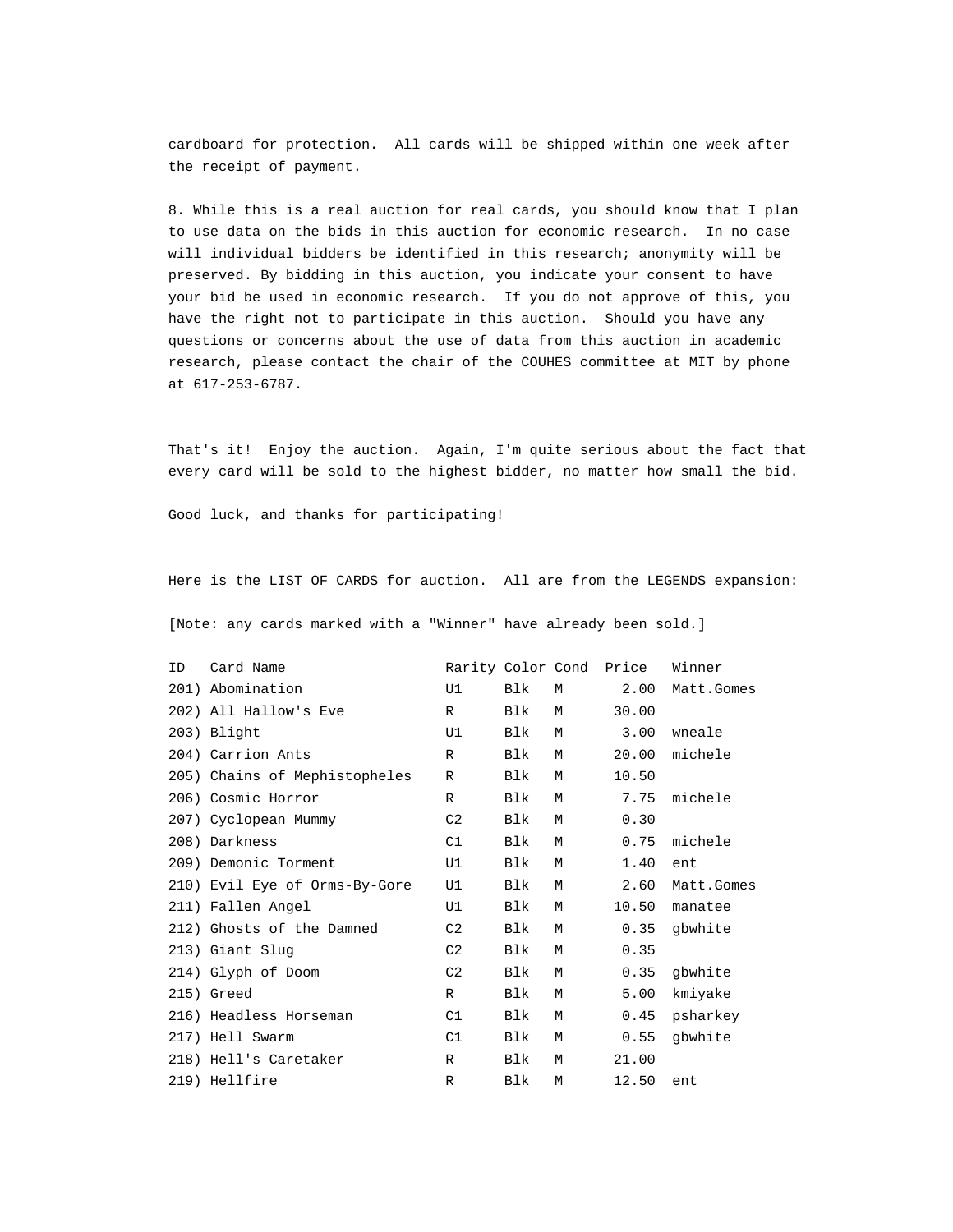cardboard for protection. All cards will be shipped within one week after the receipt of payment.

8. While this is a real auction for real cards, you should know that I plan to use data on the bids in this auction for economic research. In no case will individual bidders be identified in this research; anonymity will be preserved. By bidding in this auction, you indicate your consent to have your bid be used in economic research. If you do not approve of this, you have the right not to participate in this auction. Should you have any questions or concerns about the use of data from this auction in academic research, please contact the chair of the COUHES committee at MIT by phone at 617-253-6787.

That's it! Enjoy the auction. Again, I'm quite serious about the fact that every card will be sold to the highest bidder, no matter how small the bid.

Good luck, and thanks for participating!

Here is the LIST OF CARDS for auction. All are from the LEGENDS expansion:

[Note: any cards marked with a "Winner" have already been sold.]

| ID | Card Name | Rarity | Color | Cond | Price | Winner |
|---|---|---|---|---|---|---|
| 201) | Abomination | U1 | Blk | M | 2.00 | Matt.Gomes |
| 202) | All Hallow's Eve | R | Blk | M | 30.00 | |
| 203) | Blight | U1 | Blk | M | 3.00 | wneale |
| 204) | Carrion Ants | R | Blk | M | 20.00 | michele |
| 205) | Chains of Mephistopheles | R | Blk | M | 10.50 | |
| 206) | Cosmic Horror | R | Blk | M | 7.75 | michele |
| 207) | Cyclopean Mummy | C2 | Blk | M | 0.30 | |
| 208) | Darkness | C1 | Blk | M | 0.75 | michele |
| 209) | Demonic Torment | U1 | Blk | M | 1.40 | ent |
| 210) | Evil Eye of Orms-By-Gore | U1 | Blk | M | 2.60 | Matt.Gomes |
| 211) | Fallen Angel | U1 | Blk | M | 10.50 | manatee |
| 212) | Ghosts of the Damned | C2 | Blk | M | 0.35 | gbwhite |
| 213) | Giant Slug | C2 | Blk | M | 0.35 | |
| 214) | Glyph of Doom | C2 | Blk | M | 0.35 | gbwhite |
| 215) | Greed | R | Blk | M | 5.00 | kmiyake |
| 216) | Headless Horseman | C1 | Blk | M | 0.45 | psharkey |
| 217) | Hell Swarm | C1 | Blk | M | 0.55 | gbwhite |
| 218) | Hell's Caretaker | R | Blk | M | 21.00 | |
| 219) | Hellfire | R | Blk | M | 12.50 | ent |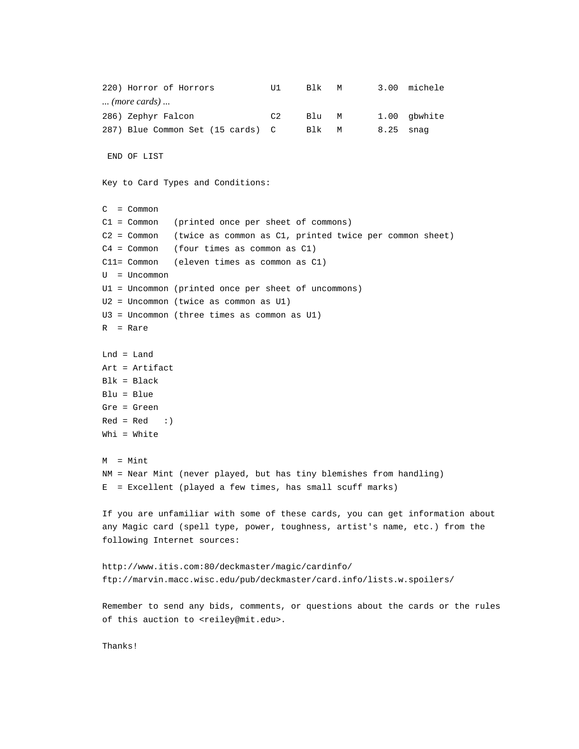```
220) Horror of Horrors           U1     Blk   M       3.00  michele
```
... *(more cards)* ...
```
286) Zephyr Falcon               C2     Blu   M       1.00  gbwhite
287) Blue Common Set (15 cards)  C      Blk   M       8.25  snag

 END OF LIST
```

Key to Card Types and Conditions:

```
C  = Common
C1 = Common   (printed once per sheet of commons)
C2 = Common   (twice as common as C1, printed twice per common sheet)
C4 = Common   (four times as common as C1)
C11= Common   (eleven times as common as C1)
U  = Uncommon
U1 = Uncommon (printed once per sheet of uncommons)
U2 = Uncommon (twice as common as U1)
U3 = Uncommon (three times as common as U1)
R  = Rare

Lnd = Land
Art = Artifact
Blk = Black
Blu = Blue
Gre = Green
Red = Red   :)
Whi = White

M  = Mint
NM = Near Mint (never played, but has tiny blemishes from handling)
E  = Excellent (played a few times, has small scuff marks)
```

If you are unfamiliar with some of these cards, you can get information about any Magic card (spell type, power, toughness, artist's name, etc.) from the following Internet sources:

http://www.itis.com:80/deckmaster/magic/cardinfo/
ftp://marvin.macc.wisc.edu/pub/deckmaster/card.info/lists.w.spoilers/

Remember to send any bids, comments, or questions about the cards or the rules of this auction to <reiley@mit.edu>.

Thanks!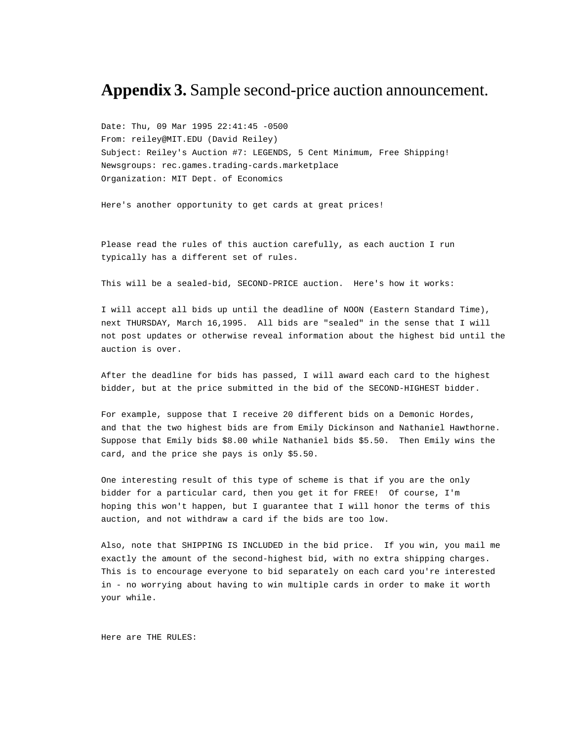## **Appendix 3.** Sample second-price auction announcement.

```
Date: Thu, 09 Mar 1995 22:41:45 -0500
From: reiley@MIT.EDU (David Reiley)
Subject: Reiley's Auction #7: LEGENDS, 5 Cent Minimum, Free Shipping!
Newsgroups: rec.games.trading-cards.marketplace
Organization: MIT Dept. of Economics

Here's another opportunity to get cards at great prices!


Please read the rules of this auction carefully, as each auction I run
typically has a different set of rules.

This will be a sealed-bid, SECOND-PRICE auction.  Here's how it works:

I will accept all bids up until the deadline of NOON (Eastern Standard Time),
next THURSDAY, March 16,1995.  All bids are "sealed" in the sense that I will
not post updates or otherwise reveal information about the highest bid until the
auction is over.

After the deadline for bids has passed, I will award each card to the highest
bidder, but at the price submitted in the bid of the SECOND-HIGHEST bidder.

For example, suppose that I receive 20 different bids on a Demonic Hordes,
and that the two highest bids are from Emily Dickinson and Nathaniel Hawthorne.
Suppose that Emily bids $8.00 while Nathaniel bids $5.50.  Then Emily wins the
card, and the price she pays is only $5.50.

One interesting result of this type of scheme is that if you are the only
bidder for a particular card, then you get it for FREE!  Of course, I'm
hoping this won't happen, but I guarantee that I will honor the terms of this
auction, and not withdraw a card if the bids are too low.

Also, note that SHIPPING IS INCLUDED in the bid price.  If you win, you mail me
exactly the amount of the second-highest bid, with no extra shipping charges.
This is to encourage everyone to bid separately on each card you're interested
in - no worrying about having to win multiple cards in order to make it worth
your while.


Here are THE RULES:
```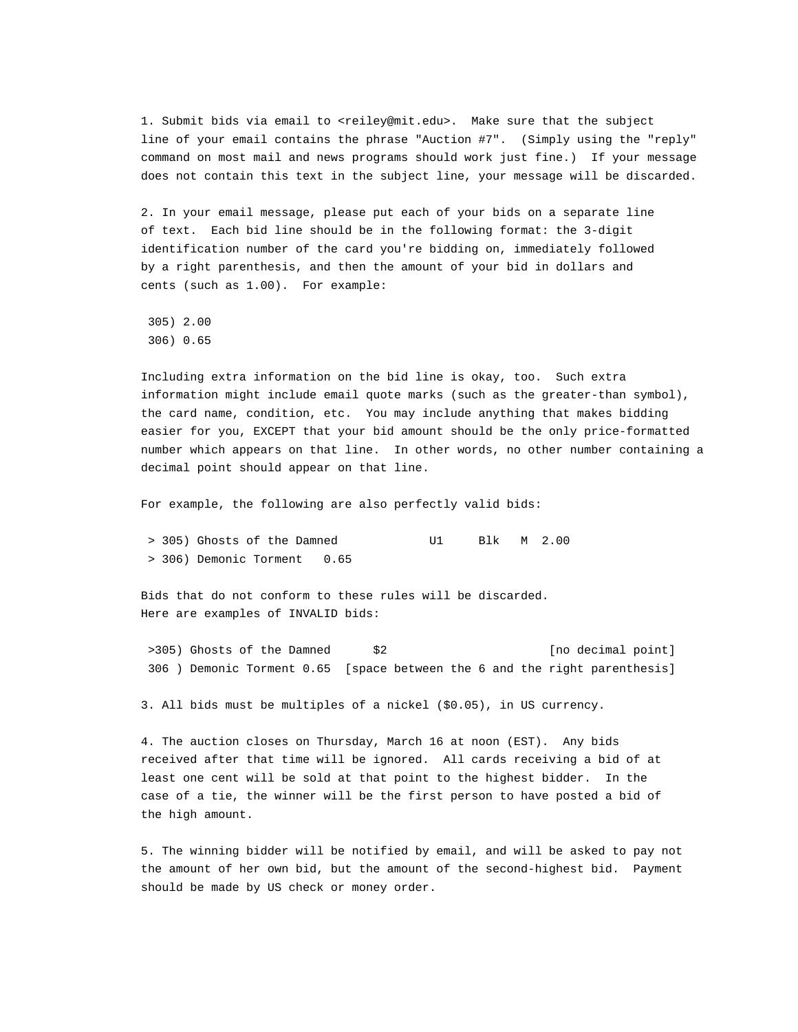1. Submit bids via email to <reiley@mit.edu>. Make sure that the subject line of your email contains the phrase "Auction #7". (Simply using the "reply" command on most mail and news programs should work just fine.) If your message does not contain this text in the subject line, your message will be discarded.

2. In your email message, please put each of your bids on a separate line of text. Each bid line should be in the following format: the 3-digit identification number of the card you're bidding on, immediately followed by a right parenthesis, and then the amount of your bid in dollars and cents (such as 1.00). For example:

```
 305) 2.00
 306) 0.65
```

Including extra information on the bid line is okay, too. Such extra information might include email quote marks (such as the greater-than symbol), the card name, condition, etc. You may include anything that makes bidding easier for you, EXCEPT that your bid amount should be the only price-formatted number which appears on that line. In other words, no other number containing a decimal point should appear on that line.

For example, the following are also perfectly valid bids:

```
 > 305) Ghosts of the Damned             U1     Blk   M  2.00
 > 306) Demonic Torment   0.65
```

Bids that do not conform to these rules will be discarded.
Here are examples of INVALID bids:

```
 >305) Ghosts of the Damned      $2                      [no decimal point]
 306 ) Demonic Torment 0.65  [space between the 6 and the right parenthesis]
```

3. All bids must be multiples of a nickel ($0.05), in US currency.

4. The auction closes on Thursday, March 16 at noon (EST). Any bids received after that time will be ignored. All cards receiving a bid of at least one cent will be sold at that point to the highest bidder. In the case of a tie, the winner will be the first person to have posted a bid of the high amount.

5. The winning bidder will be notified by email, and will be asked to pay not the amount of her own bid, but the amount of the second-highest bid. Payment should be made by US check or money order.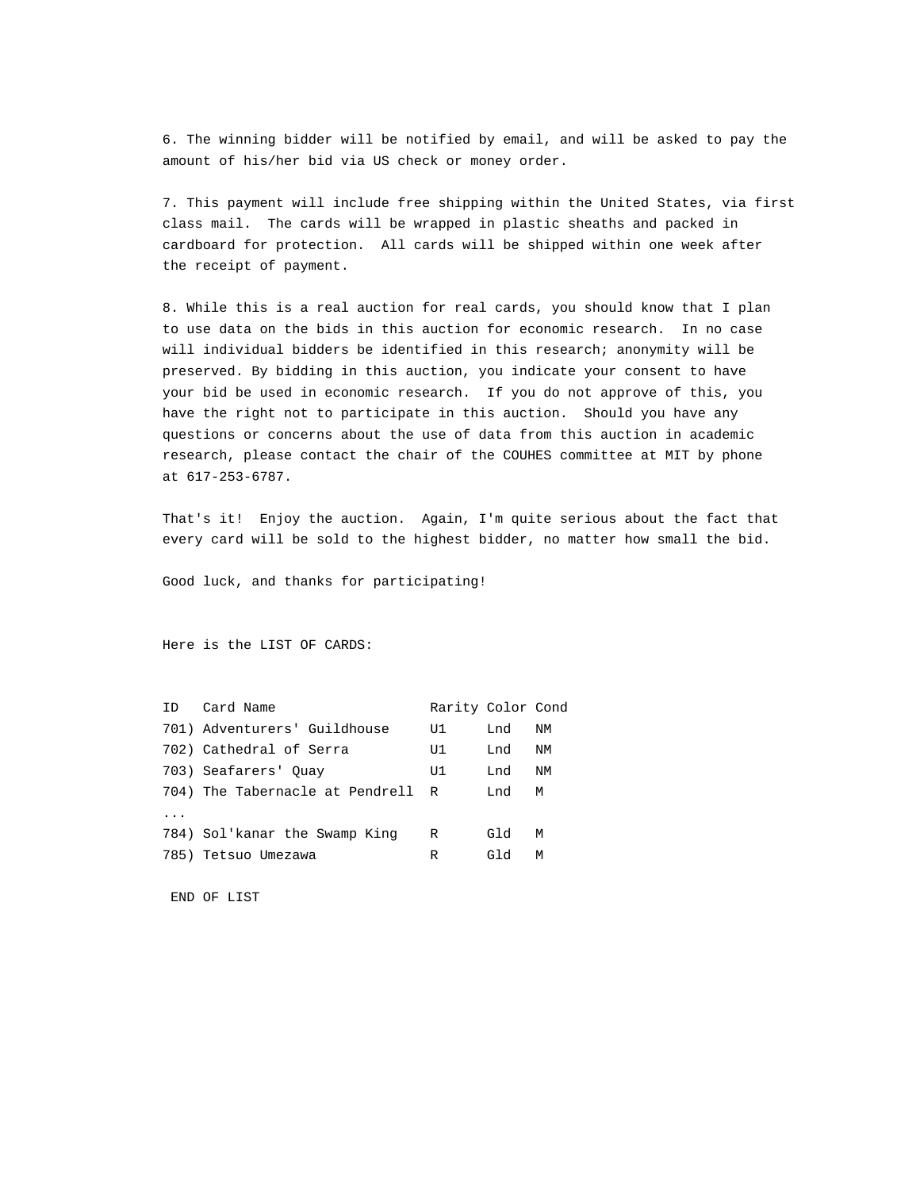6. The winning bidder will be notified by email, and will be asked to pay the amount of his/her bid via US check or money order.

7. This payment will include free shipping within the United States, via first class mail. The cards will be wrapped in plastic sheaths and packed in cardboard for protection. All cards will be shipped within one week after the receipt of payment.

8. While this is a real auction for real cards, you should know that I plan to use data on the bids in this auction for economic research. In no case will individual bidders be identified in this research; anonymity will be preserved. By bidding in this auction, you indicate your consent to have your bid be used in economic research. If you do not approve of this, you have the right not to participate in this auction. Should you have any questions or concerns about the use of data from this auction in academic research, please contact the chair of the COUHES committee at MIT by phone at 617-253-6787.

That's it! Enjoy the auction. Again, I'm quite serious about the fact that every card will be sold to the highest bidder, no matter how small the bid.

Good luck, and thanks for participating!

Here is the LIST OF CARDS:

```
ID   Card Name                   Rarity Color Cond
701) Adventurers' Guildhouse     U1     Lnd   NM
702) Cathedral of Serra          U1     Lnd   NM
703) Seafarers' Quay             U1     Lnd   NM
704) The Tabernacle at Pendrell  R      Lnd   M
...
784) Sol'kanar the Swamp King    R      Gld   M
785) Tetsuo Umezawa              R      Gld   M
```

END OF LIST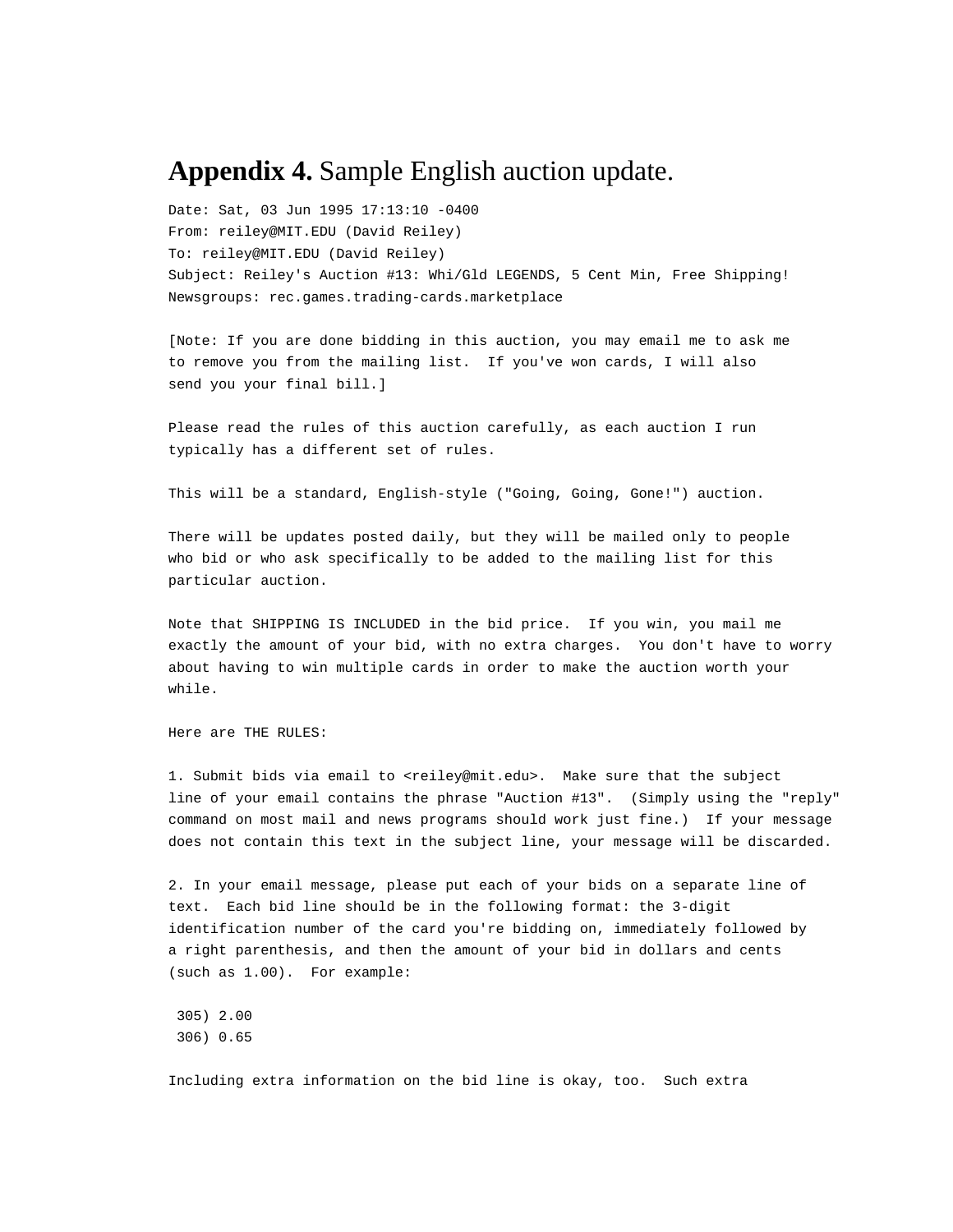# **Appendix 4.** Sample English auction update.

```
Date: Sat, 03 Jun 1995 17:13:10 -0400
From: reiley@MIT.EDU (David Reiley)
To: reiley@MIT.EDU (David Reiley)
Subject: Reiley's Auction #13: Whi/Gld LEGENDS, 5 Cent Min, Free Shipping!
Newsgroups: rec.games.trading-cards.marketplace

[Note: If you are done bidding in this auction, you may email me to ask me
to remove you from the mailing list.  If you've won cards, I will also
send you your final bill.]

Please read the rules of this auction carefully, as each auction I run
typically has a different set of rules.

This will be a standard, English-style ("Going, Going, Gone!") auction.

There will be updates posted daily, but they will be mailed only to people
who bid or who ask specifically to be added to the mailing list for this
particular auction.

Note that SHIPPING IS INCLUDED in the bid price.  If you win, you mail me
exactly the amount of your bid, with no extra charges.  You don't have to worry
about having to win multiple cards in order to make the auction worth your
while.

Here are THE RULES:

1. Submit bids via email to <reiley@mit.edu>.  Make sure that the subject
line of your email contains the phrase "Auction #13".  (Simply using the "reply"
command on most mail and news programs should work just fine.)  If your message
does not contain this text in the subject line, your message will be discarded.

2. In your email message, please put each of your bids on a separate line of
text.  Each bid line should be in the following format: the 3-digit
identification number of the card you're bidding on, immediately followed by
a right parenthesis, and then the amount of your bid in dollars and cents
(such as 1.00).  For example:

 305) 2.00
 306) 0.65

Including extra information on the bid line is okay, too.  Such extra
```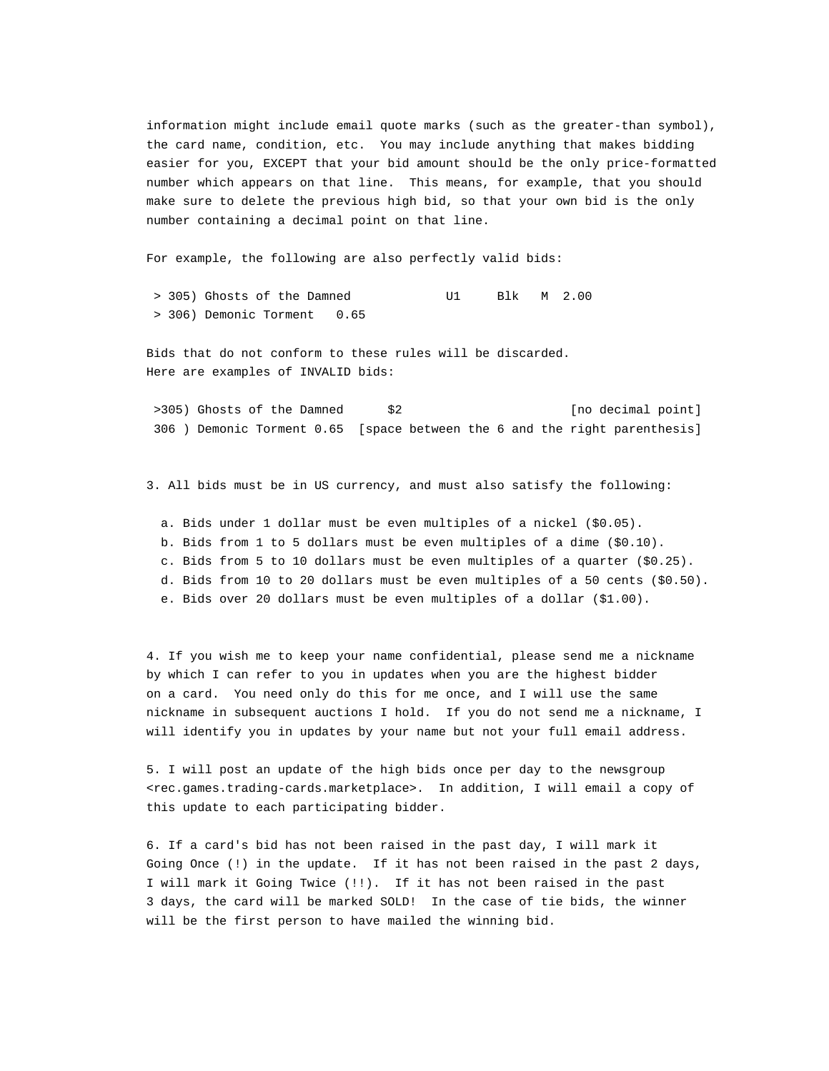information might include email quote marks (such as the greater-than symbol), the card name, condition, etc. You may include anything that makes bidding easier for you, EXCEPT that your bid amount should be the only price-formatted number which appears on that line. This means, for example, that you should make sure to delete the previous high bid, so that your own bid is the only number containing a decimal point on that line.

For example, the following are also perfectly valid bids:

```
 > 305) Ghosts of the Damned             U1     Blk   M  2.00
 > 306) Demonic Torment   0.65
```

Bids that do not conform to these rules will be discarded.
Here are examples of INVALID bids:

```
 >305) Ghosts of the Damned      $2                       [no decimal point]
 306 ) Demonic Torment 0.65  [space between the 6 and the right parenthesis]
```

3. All bids must be in US currency, and must also satisfy the following:

   a. Bids under 1 dollar must be even multiples of a nickel ($0.05).
   b. Bids from 1 to 5 dollars must be even multiples of a dime ($0.10).
   c. Bids from 5 to 10 dollars must be even multiples of a quarter ($0.25).
   d. Bids from 10 to 20 dollars must be even multiples of a 50 cents ($0.50).
   e. Bids over 20 dollars must be even multiples of a dollar ($1.00).

4. If you wish me to keep your name confidential, please send me a nickname by which I can refer to you in updates when you are the highest bidder on a card. You need only do this for me once, and I will use the same nickname in subsequent auctions I hold. If you do not send me a nickname, I will identify you in updates by your name but not your full email address.

5. I will post an update of the high bids once per day to the newsgroup <rec.games.trading-cards.marketplace>. In addition, I will email a copy of this update to each participating bidder.

6. If a card's bid has not been raised in the past day, I will mark it Going Once (!) in the update. If it has not been raised in the past 2 days, I will mark it Going Twice (!!). If it has not been raised in the past 3 days, the card will be marked SOLD! In the case of tie bids, the winner will be the first person to have mailed the winning bid.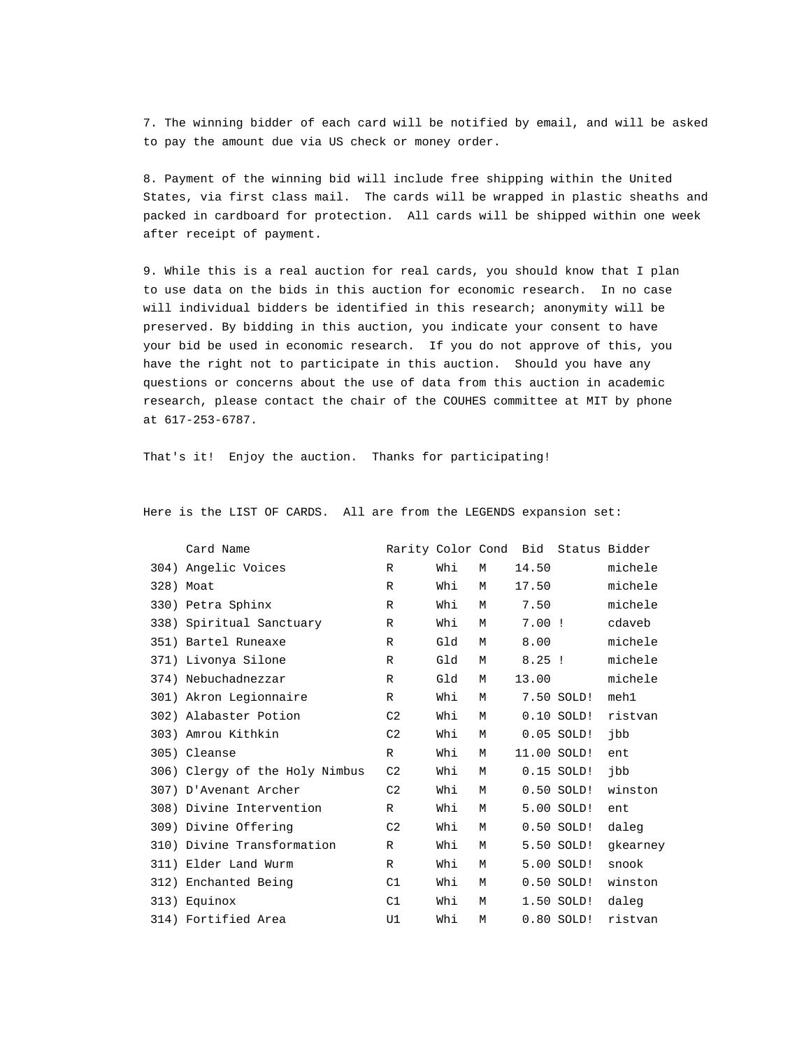7. The winning bidder of each card will be notified by email, and will be asked to pay the amount due via US check or money order.

8. Payment of the winning bid will include free shipping within the United States, via first class mail. The cards will be wrapped in plastic sheaths and packed in cardboard for protection. All cards will be shipped within one week after receipt of payment.

9. While this is a real auction for real cards, you should know that I plan to use data on the bids in this auction for economic research. In no case will individual bidders be identified in this research; anonymity will be preserved. By bidding in this auction, you indicate your consent to have your bid be used in economic research. If you do not approve of this, you have the right not to participate in this auction. Should you have any questions or concerns about the use of data from this auction in academic research, please contact the chair of the COUHES committee at MIT by phone at 617-253-6787.

That's it! Enjoy the auction. Thanks for participating!

Here is the LIST OF CARDS. All are from the LEGENDS expansion set:

| | Card Name | Rarity | Color | Cond | Bid | Status | Bidder |
|---|---|---|---|---|---|---|---|
| 304) | Angelic Voices | R | Whi | M | 14.50 | | michele |
| 328) | Moat | R | Whi | M | 17.50 | | michele |
| 330) | Petra Sphinx | R | Whi | M | 7.50 | | michele |
| 338) | Spiritual Sanctuary | R | Whi | M | 7.00 | ! | cdaveb |
| 351) | Bartel Runeaxe | R | Gld | M | 8.00 | | michele |
| 371) | Livonya Silone | R | Gld | M | 8.25 | ! | michele |
| 374) | Nebuchadnezzar | R | Gld | M | 13.00 | | michele |
| 301) | Akron Legionnaire | R | Whi | M | 7.50 | SOLD! | meh1 |
| 302) | Alabaster Potion | C2 | Whi | M | 0.10 | SOLD! | ristvan |
| 303) | Amrou Kithkin | C2 | Whi | M | 0.05 | SOLD! | jbb |
| 305) | Cleanse | R | Whi | M | 11.00 | SOLD! | ent |
| 306) | Clergy of the Holy Nimbus | C2 | Whi | M | 0.15 | SOLD! | jbb |
| 307) | D'Avenant Archer | C2 | Whi | M | 0.50 | SOLD! | winston |
| 308) | Divine Intervention | R | Whi | M | 5.00 | SOLD! | ent |
| 309) | Divine Offering | C2 | Whi | M | 0.50 | SOLD! | daleg |
| 310) | Divine Transformation | R | Whi | M | 5.50 | SOLD! | gkearney |
| 311) | Elder Land Wurm | R | Whi | M | 5.00 | SOLD! | snook |
| 312) | Enchanted Being | C1 | Whi | M | 0.50 | SOLD! | winston |
| 313) | Equinox | C1 | Whi | M | 1.50 | SOLD! | daleg |
| 314) | Fortified Area | U1 | Whi | M | 0.80 | SOLD! | ristvan |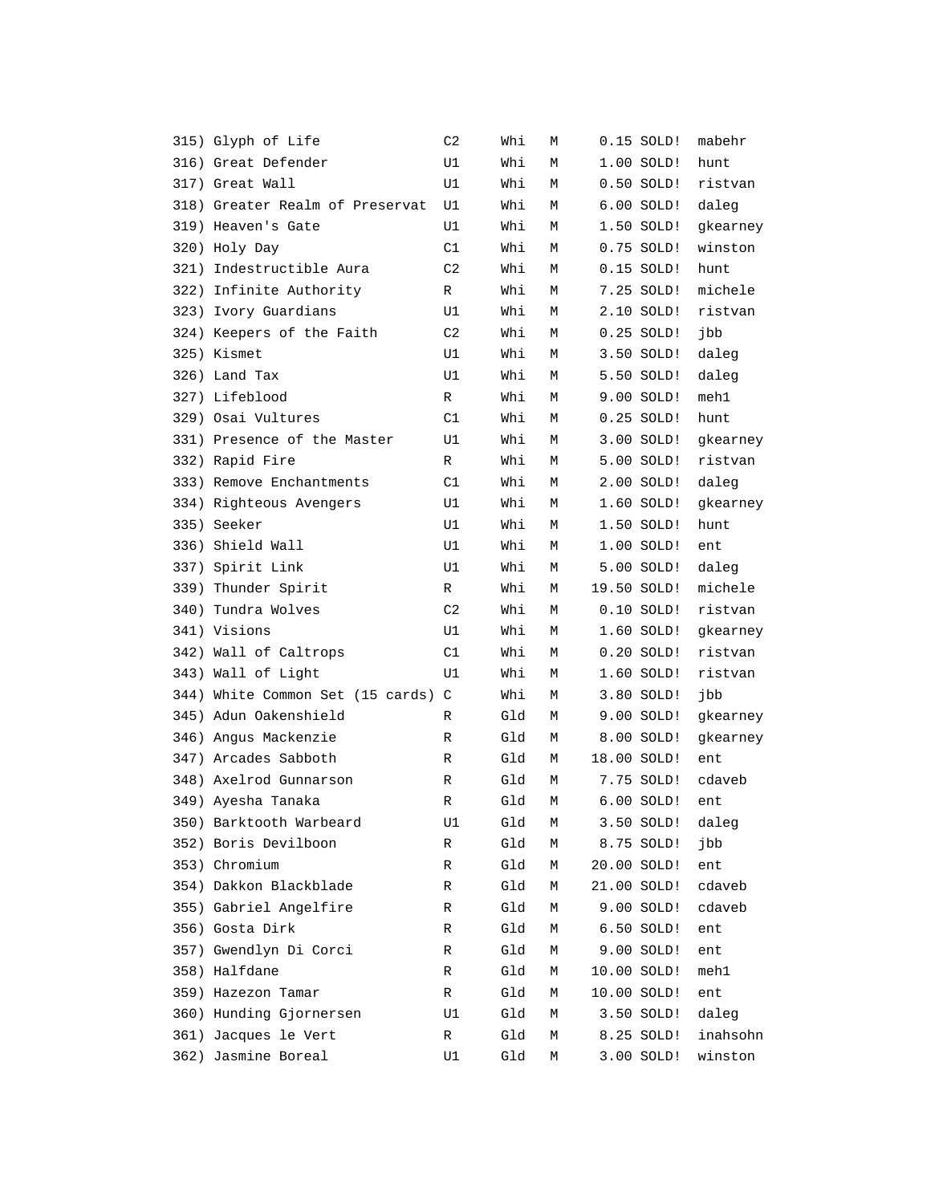```
315) Glyph of Life              C2     Whi   M     0.15 SOLD!  mabehr
316) Great Defender             U1     Whi   M     1.00 SOLD!  hunt
317) Great Wall                 U1     Whi   M     0.50 SOLD!  ristvan
318) Greater Realm of Preservat U1     Whi   M     6.00 SOLD!  daleg
319) Heaven's Gate              U1     Whi   M     1.50 SOLD!  gkearney
320) Holy Day                   C1     Whi   M     0.75 SOLD!  winston
321) Indestructible Aura        C2     Whi   M     0.15 SOLD!  hunt
322) Infinite Authority         R      Whi   M     7.25 SOLD!  michele
323) Ivory Guardians            U1     Whi   M     2.10 SOLD!  ristvan
324) Keepers of the Faith       C2     Whi   M     0.25 SOLD!  jbb
325) Kismet                     U1     Whi   M     3.50 SOLD!  daleg
326) Land Tax                   U1     Whi   M     5.50 SOLD!  daleg
327) Lifeblood                  R      Whi   M     9.00 SOLD!  meh1
329) Osai Vultures              C1     Whi   M     0.25 SOLD!  hunt
331) Presence of the Master     U1     Whi   M     3.00 SOLD!  gkearney
332) Rapid Fire                 R      Whi   M     5.00 SOLD!  ristvan
333) Remove Enchantments        C1     Whi   M     2.00 SOLD!  daleg
334) Righteous Avengers         U1     Whi   M     1.60 SOLD!  gkearney
335) Seeker                     U1     Whi   M     1.50 SOLD!  hunt
336) Shield Wall                U1     Whi   M     1.00 SOLD!  ent
337) Spirit Link                U1     Whi   M     5.00 SOLD!  daleg
339) Thunder Spirit             R      Whi   M    19.50 SOLD!  michele
340) Tundra Wolves              C2     Whi   M     0.10 SOLD!  ristvan
341) Visions                    U1     Whi   M     1.60 SOLD!  gkearney
342) Wall of Caltrops           C1     Whi   M     0.20 SOLD!  ristvan
343) Wall of Light              U1     Whi   M     1.60 SOLD!  ristvan
344) White Common Set (15 cards) C     Whi   M     3.80 SOLD!  jbb
345) Adun Oakenshield           R      Gld   M     9.00 SOLD!  gkearney
346) Angus Mackenzie            R      Gld   M     8.00 SOLD!  gkearney
347) Arcades Sabboth            R      Gld   M    18.00 SOLD!  ent
348) Axelrod Gunnarson          R      Gld   M     7.75 SOLD!  cdaveb
349) Ayesha Tanaka              R      Gld   M     6.00 SOLD!  ent
350) Barktooth Warbeard         U1     Gld   M     3.50 SOLD!  daleg
352) Boris Devilboon            R      Gld   M     8.75 SOLD!  jbb
353) Chromium                   R      Gld   M    20.00 SOLD!  ent
354) Dakkon Blackblade          R      Gld   M    21.00 SOLD!  cdaveb
355) Gabriel Angelfire          R      Gld   M     9.00 SOLD!  cdaveb
356) Gosta Dirk                 R      Gld   M     6.50 SOLD!  ent
357) Gwendlyn Di Corci          R      Gld   M     9.00 SOLD!  ent
358) Halfdane                   R      Gld   M    10.00 SOLD!  meh1
359) Hazezon Tamar              R      Gld   M    10.00 SOLD!  ent
360) Hunding Gjornersen         U1     Gld   M     3.50 SOLD!  daleg
361) Jacques le Vert            R      Gld   M     8.25 SOLD!  inahsohn
362) Jasmine Boreal             U1     Gld   M     3.00 SOLD!  winston
```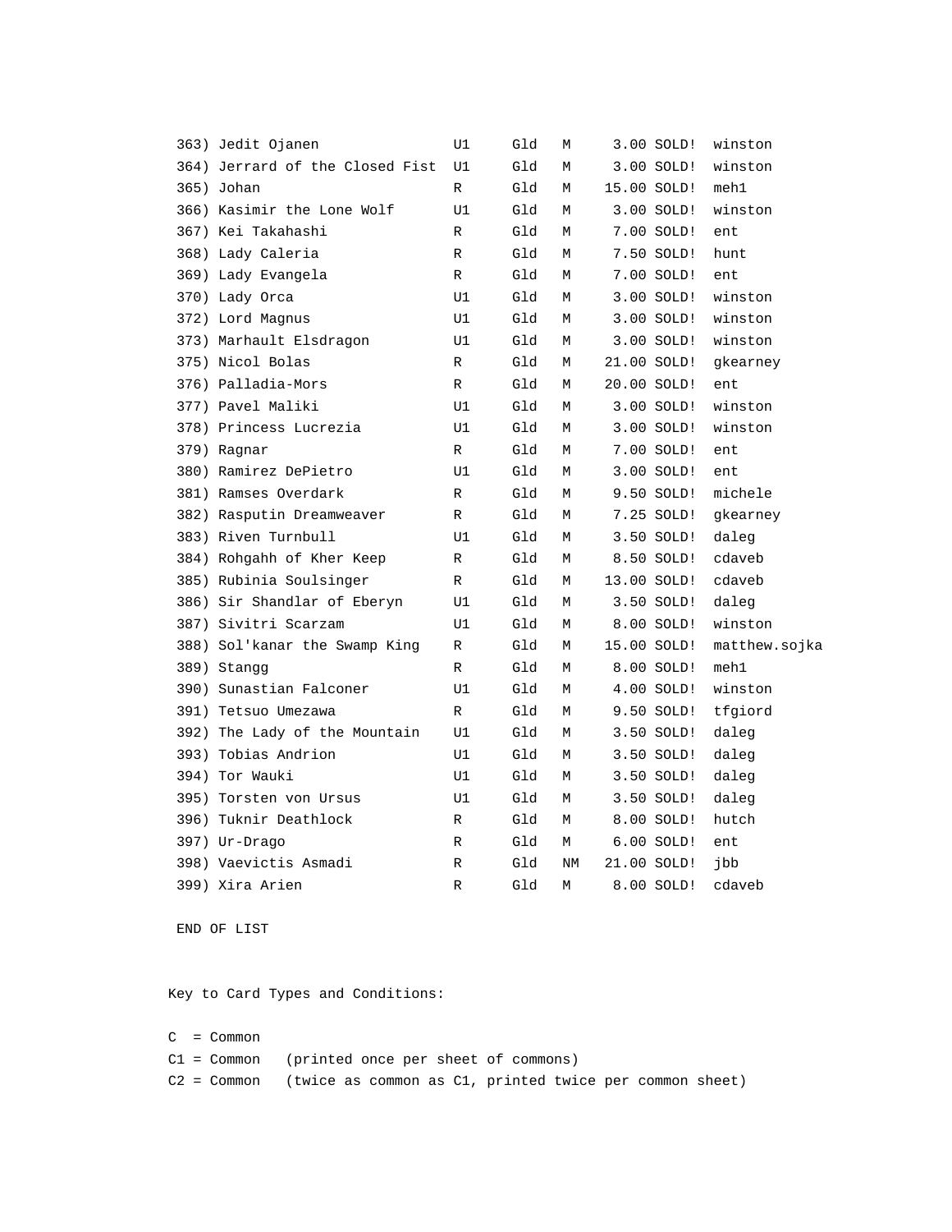```
 363) Jedit Ojanen               U1     Gld   M     3.00 SOLD!  winston
 364) Jerrard of the Closed Fist  U1     Gld   M     3.00 SOLD!  winston
 365) Johan                      R      Gld   M    15.00 SOLD!  meh1
 366) Kasimir the Lone Wolf      U1     Gld   M     3.00 SOLD!  winston
 367) Kei Takahashi              R      Gld   M     7.00 SOLD!  ent
 368) Lady Caleria               R      Gld   M     7.50 SOLD!  hunt
 369) Lady Evangela              R      Gld   M     7.00 SOLD!  ent
 370) Lady Orca                  U1     Gld   M     3.00 SOLD!  winston
 372) Lord Magnus                U1     Gld   M     3.00 SOLD!  winston
 373) Marhault Elsdragon         U1     Gld   M     3.00 SOLD!  winston
 375) Nicol Bolas                R      Gld   M    21.00 SOLD!  gkearney
 376) Palladia-Mors              R      Gld   M    20.00 SOLD!  ent
 377) Pavel Maliki               U1     Gld   M     3.00 SOLD!  winston
 378) Princess Lucrezia          U1     Gld   M     3.00 SOLD!  winston
 379) Ragnar                     R      Gld   M     7.00 SOLD!  ent
 380) Ramirez DePietro           U1     Gld   M     3.00 SOLD!  ent
 381) Ramses Overdark            R      Gld   M     9.50 SOLD!  michele
 382) Rasputin Dreamweaver       R      Gld   M     7.25 SOLD!  gkearney
 383) Riven Turnbull             U1     Gld   M     3.50 SOLD!  daleg
 384) Rohgahh of Kher Keep       R      Gld   M     8.50 SOLD!  cdaveb
 385) Rubinia Soulsinger         R      Gld   M    13.00 SOLD!  cdaveb
 386) Sir Shandlar of Eberyn     U1     Gld   M     3.50 SOLD!  daleg
 387) Sivitri Scarzam            U1     Gld   M     8.00 SOLD!  winston
 388) Sol'kanar the Swamp King   R      Gld   M    15.00 SOLD!  matthew.sojka
 389) Stangg                     R      Gld   M     8.00 SOLD!  meh1
 390) Sunastian Falconer         U1     Gld   M     4.00 SOLD!  winston
 391) Tetsuo Umezawa             R      Gld   M     9.50 SOLD!  tfgiord
 392) The Lady of the Mountain   U1     Gld   M     3.50 SOLD!  daleg
 393) Tobias Andrion             U1     Gld   M     3.50 SOLD!  daleg
 394) Tor Wauki                  U1     Gld   M     3.50 SOLD!  daleg
 395) Torsten von Ursus          U1     Gld   M     3.50 SOLD!  daleg
 396) Tuknir Deathlock           R      Gld   M     8.00 SOLD!  hutch
 397) Ur-Drago                   R      Gld   M     6.00 SOLD!  ent
 398) Vaevictis Asmadi           R      Gld   NM   21.00 SOLD!  jbb
 399) Xira Arien                 R      Gld   M     8.00 SOLD!  cdaveb

 END OF LIST
```

Key to Card Types and Conditions:

```
C  = Common
C1 = Common   (printed once per sheet of commons)
C2 = Common   (twice as common as C1, printed twice per common sheet)
```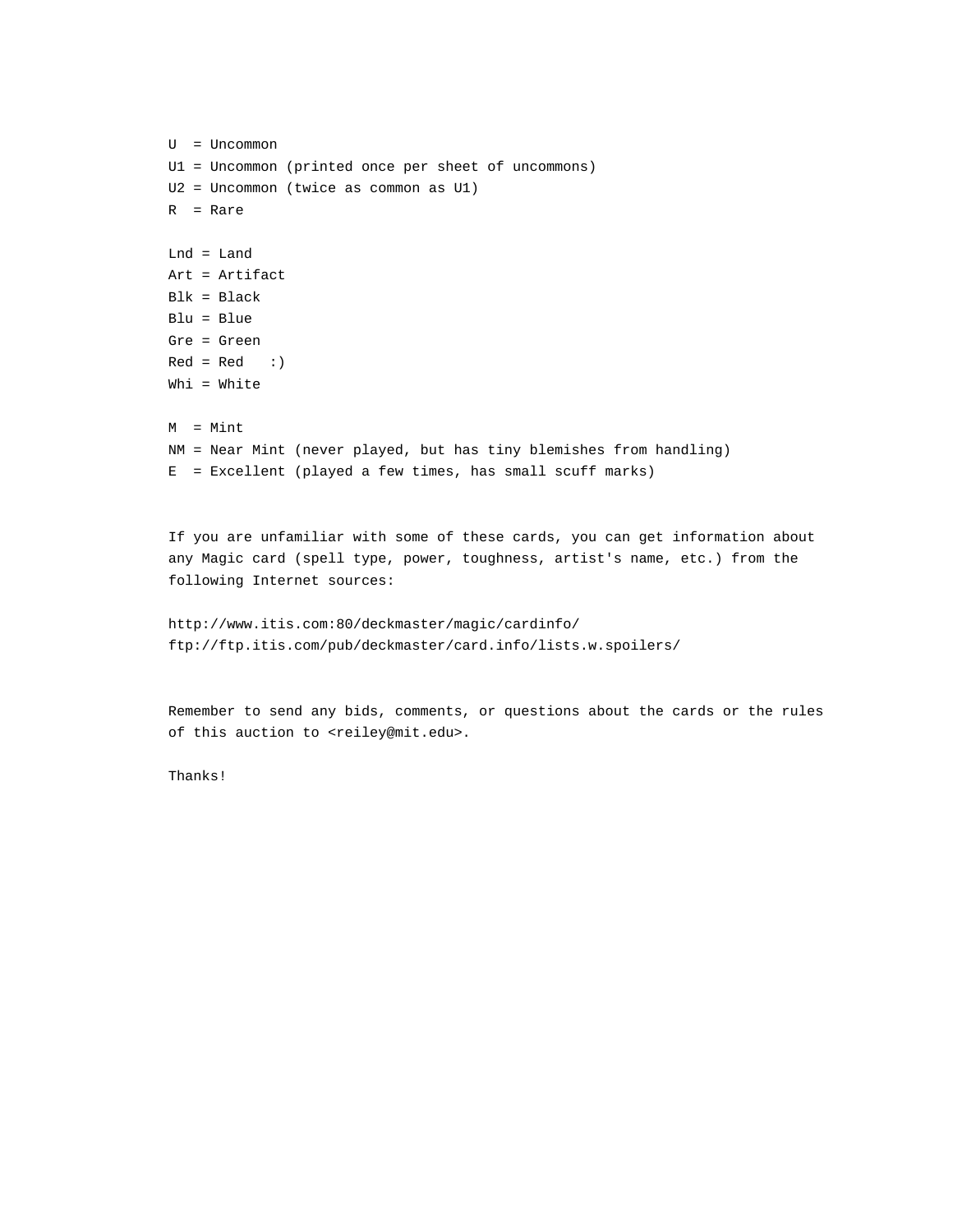U  = Uncommon
U1 = Uncommon (printed once per sheet of uncommons)
U2 = Uncommon (twice as common as U1)
R  = Rare

Lnd = Land
Art = Artifact
Blk = Black
Blu = Blue
Gre = Green
Red = Red   :)
Whi = White

M  = Mint
NM = Near Mint (never played, but has tiny blemishes from handling)
E  = Excellent (played a few times, has small scuff marks)

If you are unfamiliar with some of these cards, you can get information about any Magic card (spell type, power, toughness, artist's name, etc.) from the following Internet sources:

http://www.itis.com:80/deckmaster/magic/cardinfo/
ftp://ftp.itis.com/pub/deckmaster/card.info/lists.w.spoilers/

Remember to send any bids, comments, or questions about the cards or the rules of this auction to <reiley@mit.edu>.

Thanks!